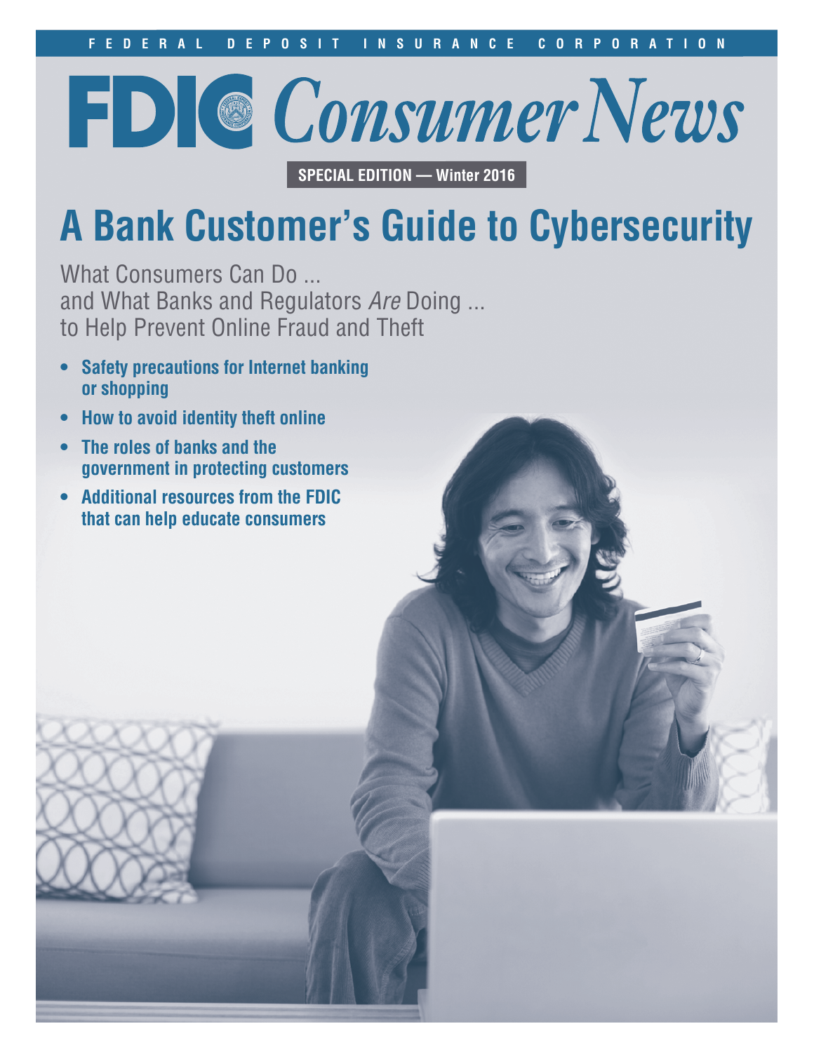FEDERAL DEPOSIT INSURANCE CORPORATION

# FDIC Consumer News

**SPECIAL EDITION — Winter 2016**

# A Bank Customer's Guide to Cybersecurity

What Consumers Can Do ...
and What Banks and Regulators *Are* Doing ...
to Help Prevent Online Fraud and Theft

- **Safety precautions for Internet banking or shopping**
- **How to avoid identity theft online**
- **The roles of banks and the government in protecting customers**
- **Additional resources from the FDIC that can help educate consumers**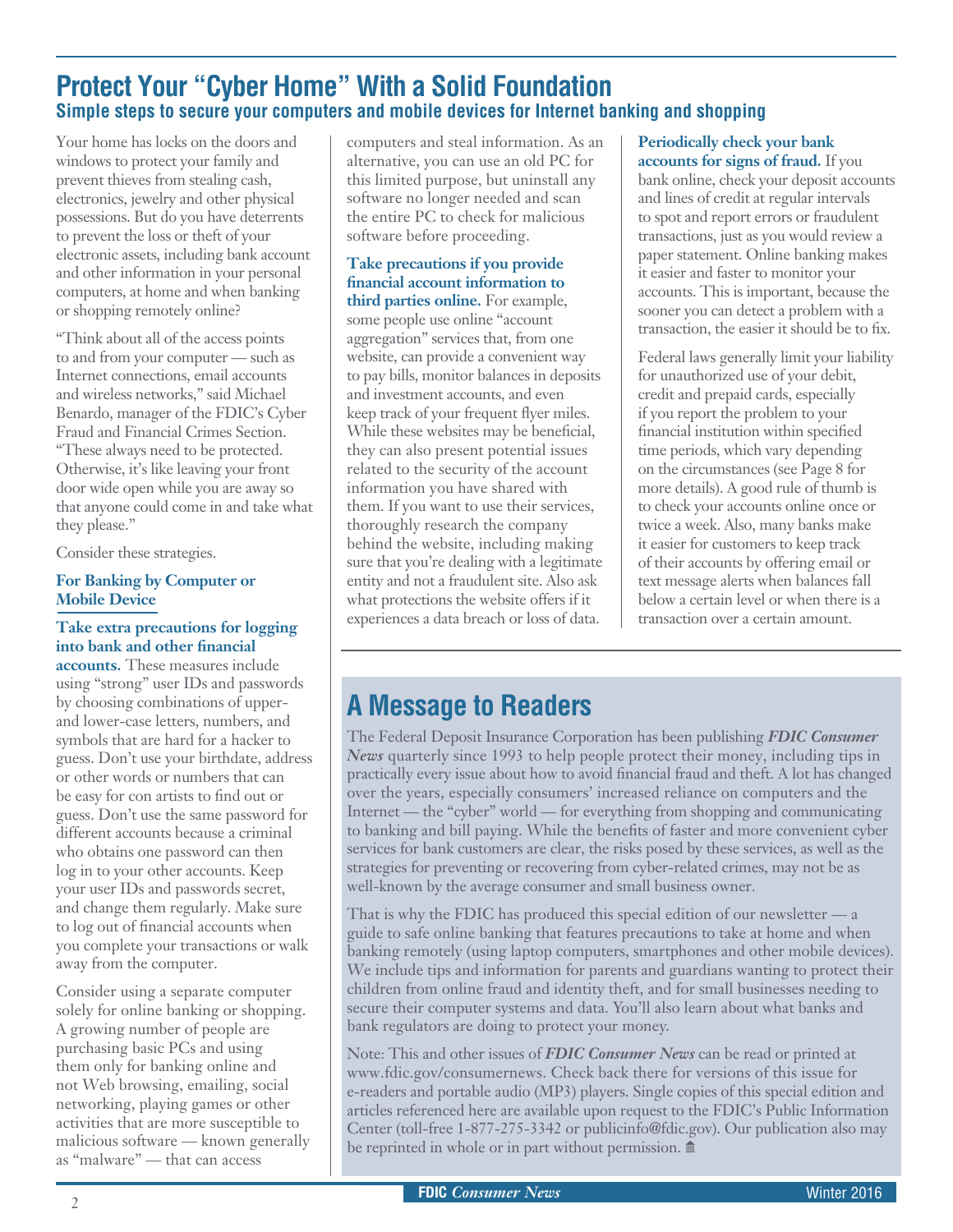# Protect Your "Cyber Home" With a Solid Foundation

## Simple steps to secure your computers and mobile devices for Internet banking and shopping

Your home has locks on the doors and windows to protect your family and prevent thieves from stealing cash, electronics, jewelry and other physical possessions. But do you have deterrents to prevent the loss or theft of your electronic assets, including bank account and other information in your personal computers, at home and when banking or shopping remotely online?

"Think about all of the access points to and from your computer — such as Internet connections, email accounts and wireless networks," said Michael Benardo, manager of the FDIC's Cyber Fraud and Financial Crimes Section. "These always need to be protected. Otherwise, it's like leaving your front door wide open while you are away so that anyone could come in and take what they please."

Consider these strategies.

### For Banking by Computer or Mobile Device

**Take extra precautions for logging into bank and other financial accounts.** These measures include using "strong" user IDs and passwords by choosing combinations of upper- and lower-case letters, numbers, and symbols that are hard for a hacker to guess. Don't use your birthdate, address or other words or numbers that can be easy for con artists to find out or guess. Don't use the same password for different accounts because a criminal who obtains one password can then log in to your other accounts. Keep your user IDs and passwords secret, and change them regularly. Make sure to log out of financial accounts when you complete your transactions or walk away from the computer.

Consider using a separate computer solely for online banking or shopping. A growing number of people are purchasing basic PCs and using them only for banking online and not Web browsing, emailing, social networking, playing games or other activities that are more susceptible to malicious software — known generally as "malware" — that can access computers and steal information. As an alternative, you can use an old PC for this limited purpose, but uninstall any software no longer needed and scan the entire PC to check for malicious software before proceeding.

**Take precautions if you provide financial account information to third parties online.** For example, some people use online "account aggregation" services that, from one website, can provide a convenient way to pay bills, monitor balances in deposits and investment accounts, and even keep track of your frequent flyer miles. While these websites may be beneficial, they can also present potential issues related to the security of the account information you have shared with them. If you want to use their services, thoroughly research the company behind the website, including making sure that you're dealing with a legitimate entity and not a fraudulent site. Also ask what protections the website offers if it experiences a data breach or loss of data.

**Periodically check your bank accounts for signs of fraud.** If you bank online, check your deposit accounts and lines of credit at regular intervals to spot and report errors or fraudulent transactions, just as you would review a paper statement. Online banking makes it easier and faster to monitor your accounts. This is important, because the sooner you can detect a problem with a transaction, the easier it should be to fix.

Federal laws generally limit your liability for unauthorized use of your debit, credit and prepaid cards, especially if you report the problem to your financial institution within specified time periods, which vary depending on the circumstances (see Page 8 for more details). A good rule of thumb is to check your accounts online once or twice a week. Also, many banks make it easier for customers to keep track of their accounts by offering email or text message alerts when balances fall below a certain level or when there is a transaction over a certain amount.

# A Message to Readers

The Federal Deposit Insurance Corporation has been publishing ***FDIC Consumer News*** quarterly since 1993 to help people protect their money, including tips in practically every issue about how to avoid financial fraud and theft. A lot has changed over the years, especially consumers' increased reliance on computers and the Internet — the "cyber" world — for everything from shopping and communicating to banking and bill paying. While the benefits of faster and more convenient cyber services for bank customers are clear, the risks posed by these services, as well as the strategies for preventing or recovering from cyber-related crimes, may not be as well-known by the average consumer and small business owner.

That is why the FDIC has produced this special edition of our newsletter — a guide to safe online banking that features precautions to take at home and when banking remotely (using laptop computers, smartphones and other mobile devices). We include tips and information for parents and guardians wanting to protect their children from online fraud and identity theft, and for small businesses needing to secure their computer systems and data. You'll also learn about what banks and bank regulators are doing to protect your money.

Note: This and other issues of ***FDIC Consumer News*** can be read or printed at www.fdic.gov/consumernews. Check back there for versions of this issue for e-readers and portable audio (MP3) players. Single copies of this special edition and articles referenced here are available upon request to the FDIC's Public Information Center (toll-free 1-877-275-3342 or publicinfo@fdic.gov). Our publication also may be reprinted in whole or in part without permission.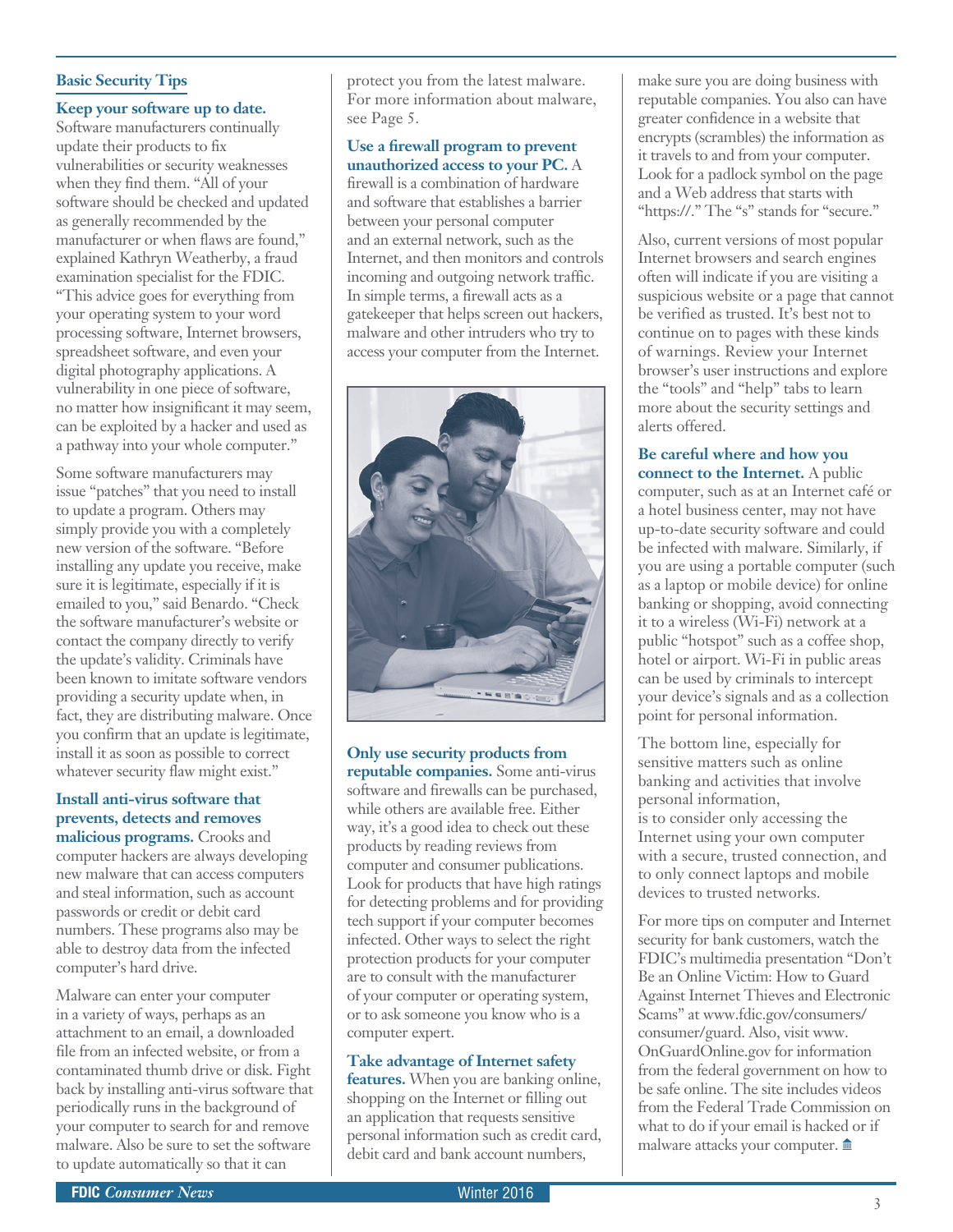## Basic Security Tips

**Keep your software up to date.** Software manufacturers continually update their products to fix vulnerabilities or security weaknesses when they find them. "All of your software should be checked and updated as generally recommended by the manufacturer or when flaws are found," explained Kathryn Weatherby, a fraud examination specialist for the FDIC. "This advice goes for everything from your operating system to your word processing software, Internet browsers, spreadsheet software, and even your digital photography applications. A vulnerability in one piece of software, no matter how insignificant it may seem, can be exploited by a hacker and used as a pathway into your whole computer."

Some software manufacturers may issue "patches" that you need to install to update a program. Others may simply provide you with a completely new version of the software. "Before installing any update you receive, make sure it is legitimate, especially if it is emailed to you," said Benardo. "Check the software manufacturer's website or contact the company directly to verify the update's validity. Criminals have been known to imitate software vendors providing a security update when, in fact, they are distributing malware. Once you confirm that an update is legitimate, install it as soon as possible to correct whatever security flaw might exist."

**Install anti-virus software that prevents, detects and removes malicious programs.** Crooks and computer hackers are always developing new malware that can access computers and steal information, such as account passwords or credit or debit card numbers. These programs also may be able to destroy data from the infected computer's hard drive.

Malware can enter your computer in a variety of ways, perhaps as an attachment to an email, a downloaded file from an infected website, or from a contaminated thumb drive or disk. Fight back by installing anti-virus software that periodically runs in the background of your computer to search for and remove malware. Also be sure to set the software to update automatically so that it can protect you from the latest malware. For more information about malware, see Page 5.

**Use a firewall program to prevent unauthorized access to your PC.** A firewall is a combination of hardware and software that establishes a barrier between your personal computer and an external network, such as the Internet, and then monitors and controls incoming and outgoing network traffic. In simple terms, a firewall acts as a gatekeeper that helps screen out hackers, malware and other intruders who try to access your computer from the Internet.

**Only use security products from reputable companies.** Some anti-virus software and firewalls can be purchased, while others are available free. Either way, it's a good idea to check out these products by reading reviews from computer and consumer publications. Look for products that have high ratings for detecting problems and for providing tech support if your computer becomes infected. Other ways to select the right protection products for your computer are to consult with the manufacturer of your computer or operating system, or to ask someone you know who is a computer expert.

**Take advantage of Internet safety features.** When you are banking online, shopping on the Internet or filling out an application that requests sensitive personal information such as credit card, debit card and bank account numbers, make sure you are doing business with reputable companies. You also can have greater confidence in a website that encrypts (scrambles) the information as it travels to and from your computer. Look for a padlock symbol on the page and a Web address that starts with "https://." The "s" stands for "secure."

Also, current versions of most popular Internet browsers and search engines often will indicate if you are visiting a suspicious website or a page that cannot be verified as trusted. It's best not to continue on to pages with these kinds of warnings. Review your Internet browser's user instructions and explore the "tools" and "help" tabs to learn more about the security settings and alerts offered.

**Be careful where and how you connect to the Internet.** A public computer, such as at an Internet café or a hotel business center, may not have up-to-date security software and could be infected with malware. Similarly, if you are using a portable computer (such as a laptop or mobile device) for online banking or shopping, avoid connecting it to a wireless (Wi-Fi) network at a public "hotspot" such as a coffee shop, hotel or airport. Wi-Fi in public areas can be used by criminals to intercept your device's signals and as a collection point for personal information.

The bottom line, especially for sensitive matters such as online banking and activities that involve personal information, is to consider only accessing the Internet using your own computer with a secure, trusted connection, and to only connect laptops and mobile devices to trusted networks.

For more tips on computer and Internet security for bank customers, watch the FDIC's multimedia presentation "Don't Be an Online Victim: How to Guard Against Internet Thieves and Electronic Scams" at www.fdic.gov/consumers/consumer/guard. Also, visit www.OnGuardOnline.gov for information from the federal government on how to be safe online. The site includes videos from the Federal Trade Commission on what to do if your email is hacked or if malware attacks your computer.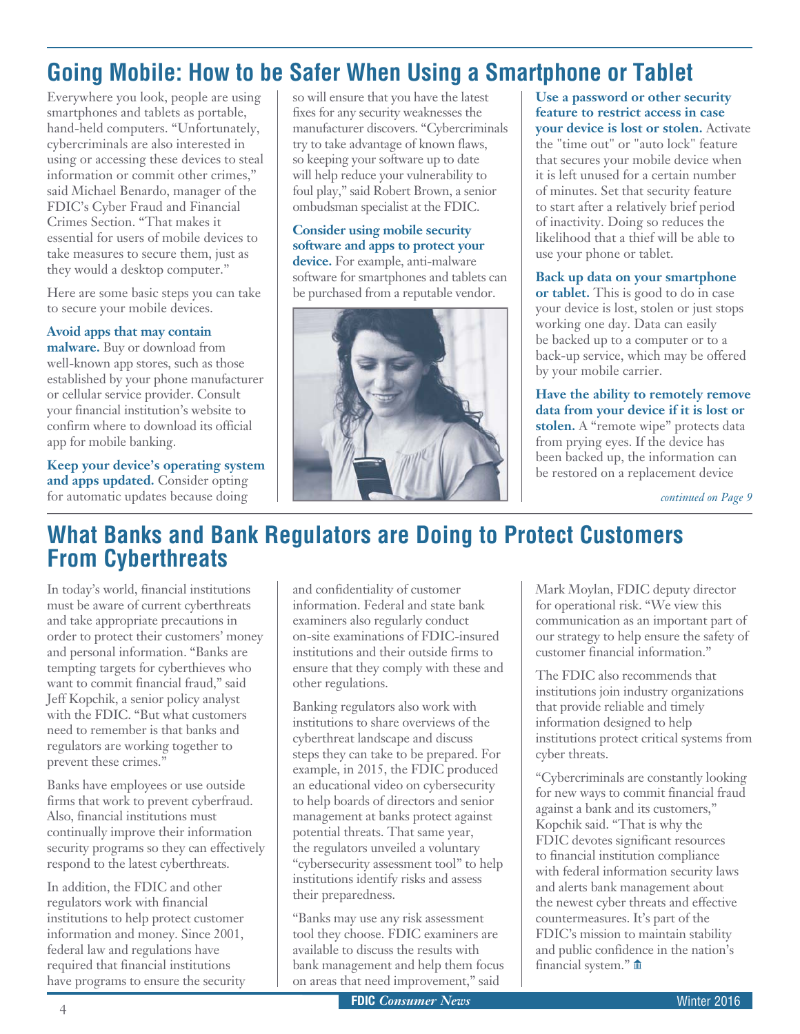# Going Mobile: How to be Safer When Using a Smartphone or Tablet

Everywhere you look, people are using smartphones and tablets as portable, hand-held computers. "Unfortunately, cybercriminals are also interested in using or accessing these devices to steal information or commit other crimes," said Michael Benardo, manager of the FDIC's Cyber Fraud and Financial Crimes Section. "That makes it essential for users of mobile devices to take measures to secure them, just as they would a desktop computer."

Here are some basic steps you can take to secure your mobile devices.

**Avoid apps that may contain malware.** Buy or download from well-known app stores, such as those established by your phone manufacturer or cellular service provider. Consult your financial institution's website to confirm where to download its official app for mobile banking.

**Keep your device's operating system and apps updated.** Consider opting for automatic updates because doing so will ensure that you have the latest fixes for any security weaknesses the manufacturer discovers. "Cybercriminals try to take advantage of known flaws, so keeping your software up to date will help reduce your vulnerability to foul play," said Robert Brown, a senior ombudsman specialist at the FDIC.

**Consider using mobile security software and apps to protect your device.** For example, anti-malware software for smartphones and tablets can be purchased from a reputable vendor.

**Use a password or other security feature to restrict access in case your device is lost or stolen.** Activate the "time out" or "auto lock" feature that secures your mobile device when it is left unused for a certain number of minutes. Set that security feature to start after a relatively brief period of inactivity. Doing so reduces the likelihood that a thief will be able to use your phone or tablet.

**Back up data on your smartphone or tablet.** This is good to do in case your device is lost, stolen or just stops working one day. Data can easily be backed up to a computer or to a back-up service, which may be offered by your mobile carrier.

**Have the ability to remotely remove data from your device if it is lost or stolen.** A "remote wipe" protects data from prying eyes. If the device has been backed up, the information can be restored on a replacement device

*continued on Page 9*

# What Banks and Bank Regulators are Doing to Protect Customers From Cyberthreats

In today's world, financial institutions must be aware of current cyberthreats and take appropriate precautions in order to protect their customers' money and personal information. "Banks are tempting targets for cyberthieves who want to commit financial fraud," said Jeff Kopchik, a senior policy analyst with the FDIC. "But what customers need to remember is that banks and regulators are working together to prevent these crimes."

Banks have employees or use outside firms that work to prevent cyberfraud. Also, financial institutions must continually improve their information security programs so they can effectively respond to the latest cyberthreats.

In addition, the FDIC and other regulators work with financial institutions to help protect customer information and money. Since 2001, federal law and regulations have required that financial institutions have programs to ensure the security and confidentiality of customer information. Federal and state bank examiners also regularly conduct on-site examinations of FDIC-insured institutions and their outside firms to ensure that they comply with these and other regulations.

Banking regulators also work with institutions to share overviews of the cyberthreat landscape and discuss steps they can take to be prepared. For example, in 2015, the FDIC produced an educational video on cybersecurity to help boards of directors and senior management at banks protect against potential threats. That same year, the regulators unveiled a voluntary "cybersecurity assessment tool" to help institutions identify risks and assess their preparedness.

"Banks may use any risk assessment tool they choose. FDIC examiners are available to discuss the results with bank management and help them focus on areas that need improvement," said Mark Moylan, FDIC deputy director for operational risk. "We view this communication as an important part of our strategy to help ensure the safety of customer financial information."

The FDIC also recommends that institutions join industry organizations that provide reliable and timely information designed to help institutions protect critical systems from cyber threats.

"Cybercriminals are constantly looking for new ways to commit financial fraud against a bank and its customers," Kopchik said. "That is why the FDIC devotes significant resources to financial institution compliance with federal information security laws and alerts bank management about the newest cyber threats and effective countermeasures. It's part of the FDIC's mission to maintain stability and public confidence in the nation's financial system."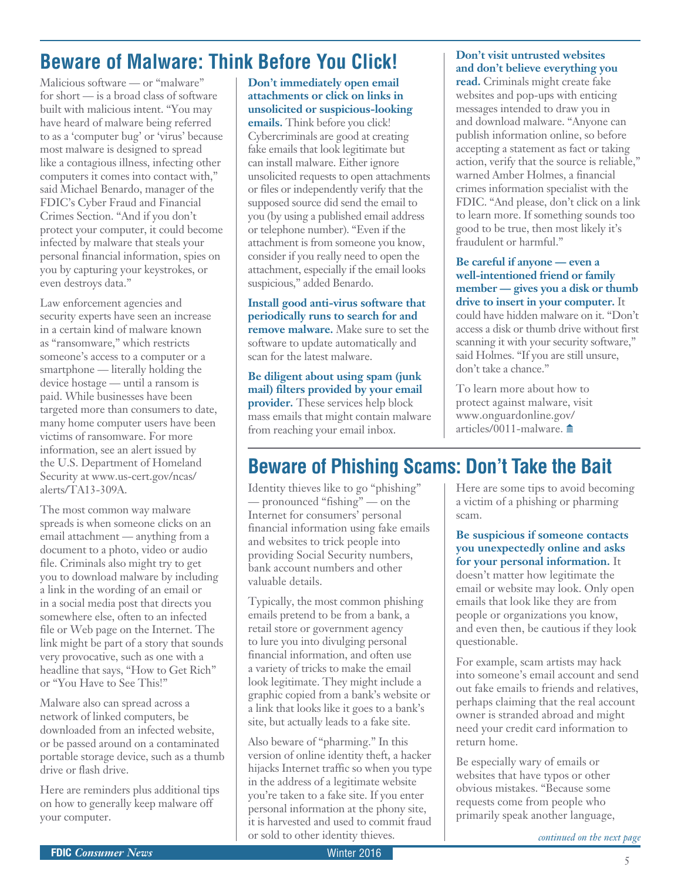## Beware of Malware: Think Before You Click!

Malicious software — or "malware" for short — is a broad class of software built with malicious intent. "You may have heard of malware being referred to as a 'computer bug' or 'virus' because most malware is designed to spread like a contagious illness, infecting other computers it comes into contact with," said Michael Benardo, manager of the FDIC's Cyber Fraud and Financial Crimes Section. "And if you don't protect your computer, it could become infected by malware that steals your personal financial information, spies on you by capturing your keystrokes, or even destroys data."

Law enforcement agencies and security experts have seen an increase in a certain kind of malware known as "ransomware," which restricts someone's access to a computer or a smartphone — literally holding the device hostage — until a ransom is paid. While businesses have been targeted more than consumers to date, many home computer users have been victims of ransomware. For more information, see an alert issued by the U.S. Department of Homeland Security at www.us-cert.gov/ncas/alerts/TA13-309A.

The most common way malware spreads is when someone clicks on an email attachment — anything from a document to a photo, video or audio file. Criminals also might try to get you to download malware by including a link in the wording of an email or in a social media post that directs you somewhere else, often to an infected file or Web page on the Internet. The link might be part of a story that sounds very provocative, such as one with a headline that says, "How to Get Rich" or "You Have to See This!"

Malware also can spread across a network of linked computers, be downloaded from an infected website, or be passed around on a contaminated portable storage device, such as a thumb drive or flash drive.

Here are reminders plus additional tips on how to generally keep malware off your computer.

**Don't immediately open email attachments or click on links in unsolicited or suspicious-looking emails.** Think before you click! Cybercriminals are good at creating fake emails that look legitimate but can install malware. Either ignore unsolicited requests to open attachments or files or independently verify that the supposed source did send the email to you (by using a published email address or telephone number). "Even if the attachment is from someone you know, consider if you really need to open the attachment, especially if the email looks suspicious," added Benardo.

**Install good anti-virus software that periodically runs to search for and remove malware.** Make sure to set the software to update automatically and scan for the latest malware.

**Be diligent about using spam (junk mail) filters provided by your email provider.** These services help block mass emails that might contain malware from reaching your email inbox.

**Don't visit untrusted websites and don't believe everything you read.** Criminals might create fake websites and pop-ups with enticing messages intended to draw you in and download malware. "Anyone can publish information online, so before accepting a statement as fact or taking action, verify that the source is reliable," warned Amber Holmes, a financial crimes information specialist with the FDIC. "And please, don't click on a link to learn more. If something sounds too good to be true, then most likely it's fraudulent or harmful."

**Be careful if anyone — even a well-intentioned friend or family member — gives you a disk or thumb drive to insert in your computer.** It could have hidden malware on it. "Don't access a disk or thumb drive without first scanning it with your security software," said Holmes. "If you are still unsure, don't take a chance."

To learn more about how to protect against malware, visit www.onguardonline.gov/articles/0011-malware.

## Beware of Phishing Scams: Don't Take the Bait

Identity thieves like to go "phishing" — pronounced "fishing" — on the Internet for consumers' personal financial information using fake emails and websites to trick people into providing Social Security numbers, bank account numbers and other valuable details.

Typically, the most common phishing emails pretend to be from a bank, a retail store or government agency to lure you into divulging personal financial information, and often use a variety of tricks to make the email look legitimate. They might include a graphic copied from a bank's website or a link that looks like it goes to a bank's site, but actually leads to a fake site.

Also beware of "pharming." In this version of online identity theft, a hacker hijacks Internet traffic so when you type in the address of a legitimate website you're taken to a fake site. If you enter personal information at the phony site, it is harvested and used to commit fraud or sold to other identity thieves.

Here are some tips to avoid becoming a victim of a phishing or pharming scam.

**Be suspicious if someone contacts you unexpectedly online and asks for your personal information.** It doesn't matter how legitimate the email or website may look. Only open emails that look like they are from people or organizations you know, and even then, be cautious if they look questionable.

For example, scam artists may hack into someone's email account and send out fake emails to friends and relatives, perhaps claiming that the real account owner is stranded abroad and might need your credit card information to return home.

Be especially wary of emails or websites that have typos or other obvious mistakes. "Because some requests come from people who primarily speak another language,

*continued on the next page*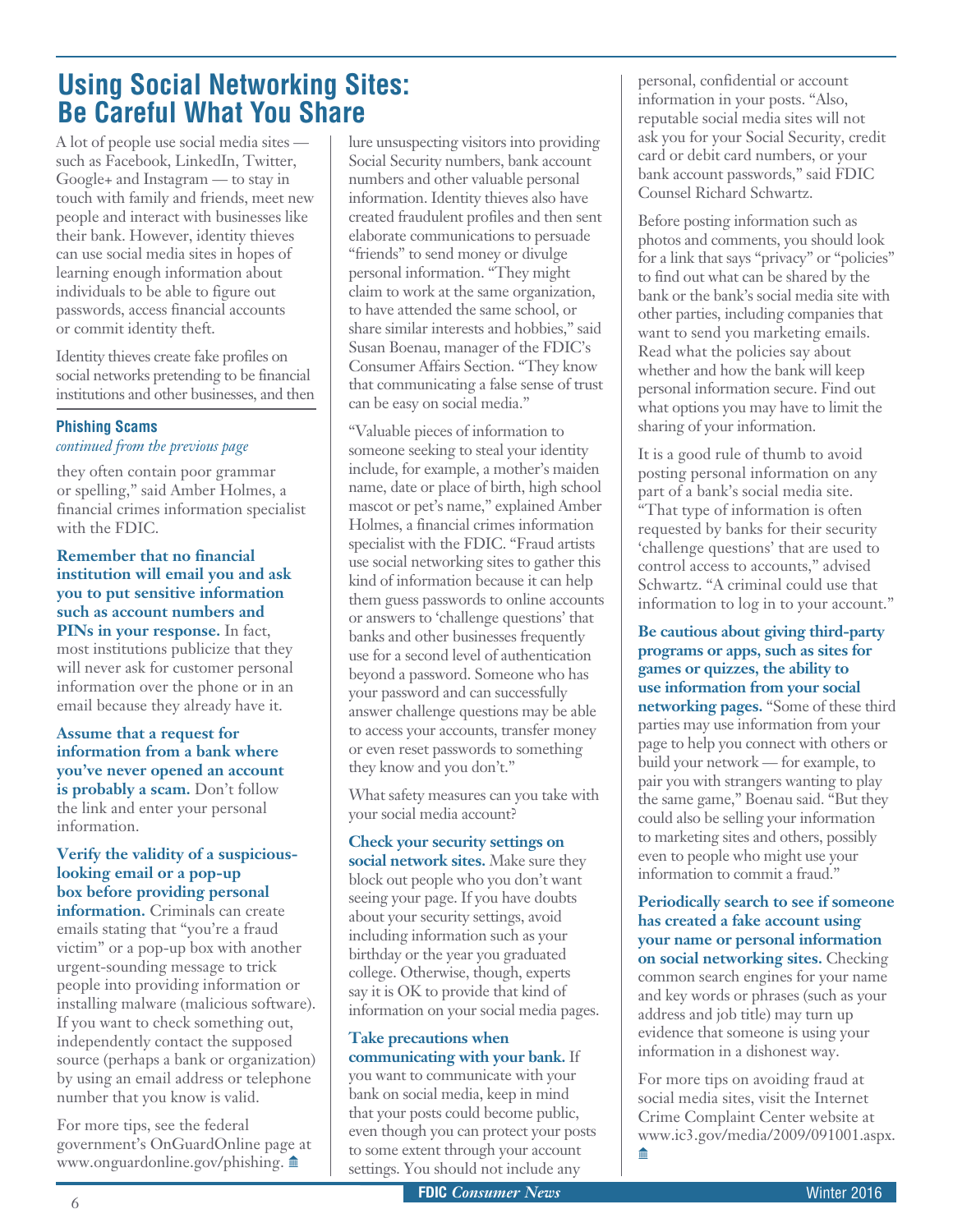# Using Social Networking Sites: Be Careful What You Share

A lot of people use social media sites — such as Facebook, LinkedIn, Twitter, Google+ and Instagram — to stay in touch with family and friends, meet new people and interact with businesses like their bank. However, identity thieves can use social media sites in hopes of learning enough information about individuals to be able to figure out passwords, access financial accounts or commit identity theft.

Identity thieves create fake profiles on social networks pretending to be financial institutions and other businesses, and then lure unsuspecting visitors into providing Social Security numbers, bank account numbers and other valuable personal information. Identity thieves also have created fraudulent profiles and then sent elaborate communications to persuade "friends" to send money or divulge personal information. "They might claim to work at the same organization, to have attended the same school, or share similar interests and hobbies," said Susan Boenau, manager of the FDIC's Consumer Affairs Section. "They know that communicating a false sense of trust can be easy on social media."

"Valuable pieces of information to someone seeking to steal your identity include, for example, a mother's maiden name, date or place of birth, high school mascot or pet's name," explained Amber Holmes, a financial crimes information specialist with the FDIC. "Fraud artists use social networking sites to gather this kind of information because it can help them guess passwords to online accounts or answers to 'challenge questions' that banks and other businesses frequently use for a second level of authentication beyond a password. Someone who has your password and can successfully answer challenge questions may be able to access your accounts, transfer money or even reset passwords to something they know and you don't."

What safety measures can you take with your social media account?

**Check your security settings on social network sites.** Make sure they block out people who you don't want seeing your page. If you have doubts about your security settings, avoid including information such as your birthday or the year you graduated college. Otherwise, though, experts say it is OK to provide that kind of information on your social media pages.

**Take precautions when communicating with your bank.** If you want to communicate with your bank on social media, keep in mind that your posts could become public, even though you can protect your posts to some extent through your account settings. You should not include any personal, confidential or account information in your posts. "Also, reputable social media sites will not ask you for your Social Security, credit card or debit card numbers, or your bank account passwords," said FDIC Counsel Richard Schwartz.

Before posting information such as photos and comments, you should look for a link that says "privacy" or "policies" to find out what can be shared by the bank or the bank's social media site with other parties, including companies that want to send you marketing emails. Read what the policies say about whether and how the bank will keep personal information secure. Find out what options you may have to limit the sharing of your information.

It is a good rule of thumb to avoid posting personal information on any part of a bank's social media site. "That type of information is often requested by banks for their security 'challenge questions' that are used to control access to accounts," advised Schwartz. "A criminal could use that information to log in to your account."

**Be cautious about giving third-party programs or apps, such as sites for games or quizzes, the ability to use information from your social networking pages.** "Some of these third parties may use information from your page to help you connect with others or build your network — for example, to pair you with strangers wanting to play the same game," Boenau said. "But they could also be selling your information to marketing sites and others, possibly even to people who might use your information to commit a fraud."

**Periodically search to see if someone has created a fake account using your name or personal information on social networking sites.** Checking common search engines for your name and key words or phrases (such as your address and job title) may turn up evidence that someone is using your information in a dishonest way.

For more tips on avoiding fraud at social media sites, visit the Internet Crime Complaint Center website at www.ic3.gov/media/2009/091001.aspx.

## Phishing Scams

*continued from the previous page*

they often contain poor grammar or spelling," said Amber Holmes, a financial crimes information specialist with the FDIC.

**Remember that no financial institution will email you and ask you to put sensitive information such as account numbers and PINs in your response.** In fact, most institutions publicize that they will never ask for customer personal information over the phone or in an email because they already have it.

**Assume that a request for information from a bank where you've never opened an account is probably a scam.** Don't follow the link and enter your personal information.

**Verify the validity of a suspicious-looking email or a pop-up box before providing personal information.** Criminals can create emails stating that "you're a fraud victim" or a pop-up box with another urgent-sounding message to trick people into providing information or installing malware (malicious software). If you want to check something out, independently contact the supposed source (perhaps a bank or organization) by using an email address or telephone number that you know is valid.

For more tips, see the federal government's OnGuardOnline page at www.onguardonline.gov/phishing.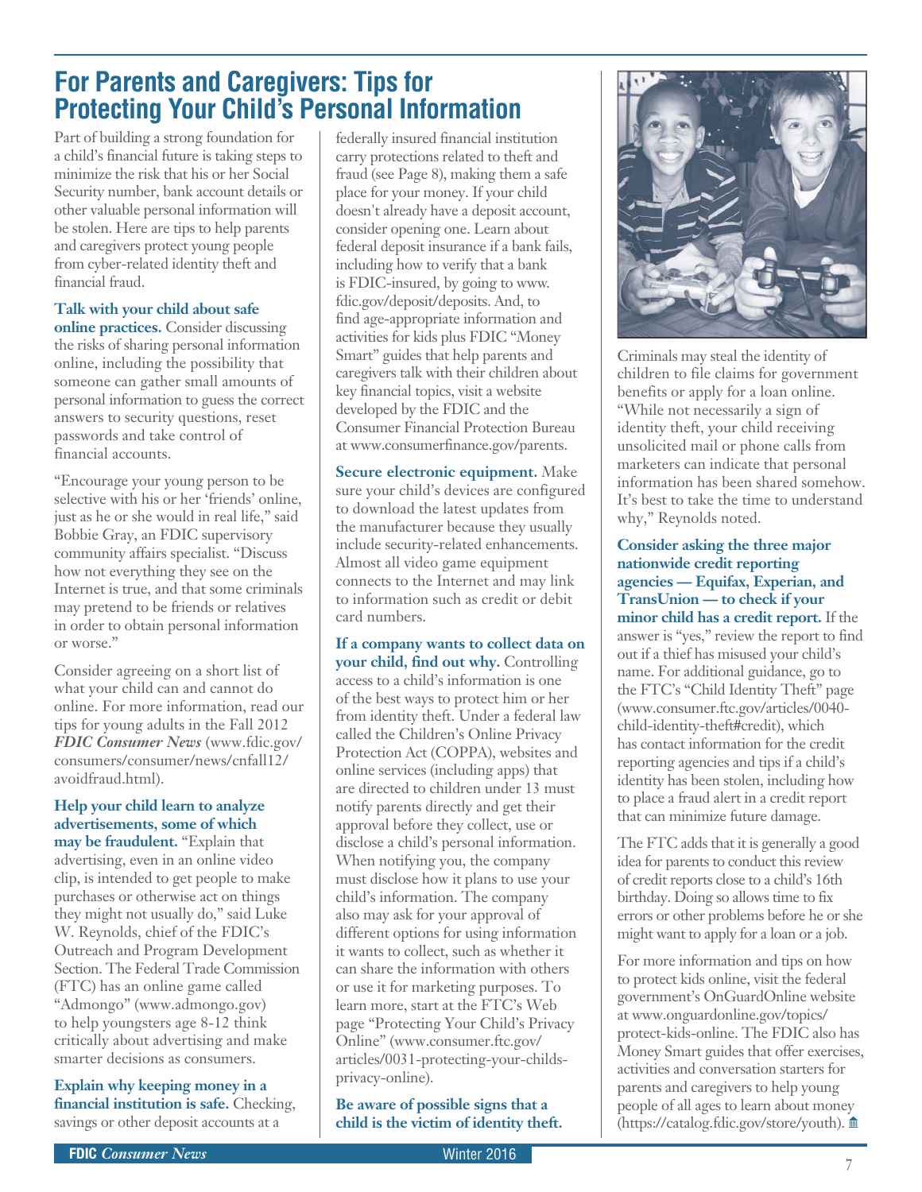# For Parents and Caregivers: Tips for Protecting Your Child's Personal Information

Part of building a strong foundation for a child's financial future is taking steps to minimize the risk that his or her Social Security number, bank account details or other valuable personal information will be stolen. Here are tips to help parents and caregivers protect young people from cyber-related identity theft and financial fraud.

**Talk with your child about safe online practices.** Consider discussing the risks of sharing personal information online, including the possibility that someone can gather small amounts of personal information to guess the correct answers to security questions, reset passwords and take control of financial accounts.

"Encourage your young person to be selective with his or her 'friends' online, just as he or she would in real life," said Bobbie Gray, an FDIC supervisory community affairs specialist. "Discuss how not everything they see on the Internet is true, and that some criminals may pretend to be friends or relatives in order to obtain personal information or worse."

Consider agreeing on a short list of what your child can and cannot do online. For more information, read our tips for young adults in the Fall 2012 ***FDIC Consumer News*** (www.fdic.gov/consumers/consumer/news/cnfall12/avoidfraud.html).

**Help your child learn to analyze advertisements, some of which may be fraudulent.** "Explain that advertising, even in an online video clip, is intended to get people to make purchases or otherwise act on things they might not usually do," said Luke W. Reynolds, chief of the FDIC's Outreach and Program Development Section. The Federal Trade Commission (FTC) has an online game called "Admongo" (www.admongo.gov) to help youngsters age 8-12 think critically about advertising and make smarter decisions as consumers.

**Explain why keeping money in a financial institution is safe.** Checking, savings or other deposit accounts at a federally insured financial institution carry protections related to theft and fraud (see Page 8), making them a safe place for your money. If your child doesn't already have a deposit account, consider opening one. Learn about federal deposit insurance if a bank fails, including how to verify that a bank is FDIC-insured, by going to www.fdic.gov/deposit/deposits. And, to find age-appropriate information and activities for kids plus FDIC "Money Smart" guides that help parents and caregivers talk with their children about key financial topics, visit a website developed by the FDIC and the Consumer Financial Protection Bureau at www.consumerfinance.gov/parents.

**Secure electronic equipment.** Make sure your child's devices are configured to download the latest updates from the manufacturer because they usually include security-related enhancements. Almost all video game equipment connects to the Internet and may link to information such as credit or debit card numbers.

**If a company wants to collect data on your child, find out why.** Controlling access to a child's information is one of the best ways to protect him or her from identity theft. Under a federal law called the Children's Online Privacy Protection Act (COPPA), websites and online services (including apps) that are directed to children under 13 must notify parents directly and get their approval before they collect, use or disclose a child's personal information. When notifying you, the company must disclose how it plans to use your child's information. The company also may ask for your approval of different options for using information it wants to collect, such as whether it can share the information with others or use it for marketing purposes. To learn more, start at the FTC's Web page "Protecting Your Child's Privacy Online" (www.consumer.ftc.gov/articles/0031-protecting-your-childs-privacy-online).

**Be aware of possible signs that a child is the victim of identity theft.** Criminals may steal the identity of children to file claims for government benefits or apply for a loan online. "While not necessarily a sign of identity theft, your child receiving unsolicited mail or phone calls from marketers can indicate that personal information has been shared somehow. It's best to take the time to understand why," Reynolds noted.

**Consider asking the three major nationwide credit reporting agencies — Equifax, Experian, and TransUnion — to check if your minor child has a credit report.** If the answer is "yes," review the report to find out if a thief has misused your child's name. For additional guidance, go to the FTC's "Child Identity Theft" page (www.consumer.ftc.gov/articles/0040-child-identity-theft#credit), which has contact information for the credit reporting agencies and tips if a child's identity has been stolen, including how to place a fraud alert in a credit report that can minimize future damage.

The FTC adds that it is generally a good idea for parents to conduct this review of credit reports close to a child's 16th birthday. Doing so allows time to fix errors or other problems before he or she might want to apply for a loan or a job.

For more information and tips on how to protect kids online, visit the federal government's OnGuardOnline website at www.onguardonline.gov/topics/protect-kids-online. The FDIC also has Money Smart guides that offer exercises, activities and conversation starters for parents and caregivers to help young people of all ages to learn about money (https://catalog.fdic.gov/store/youth).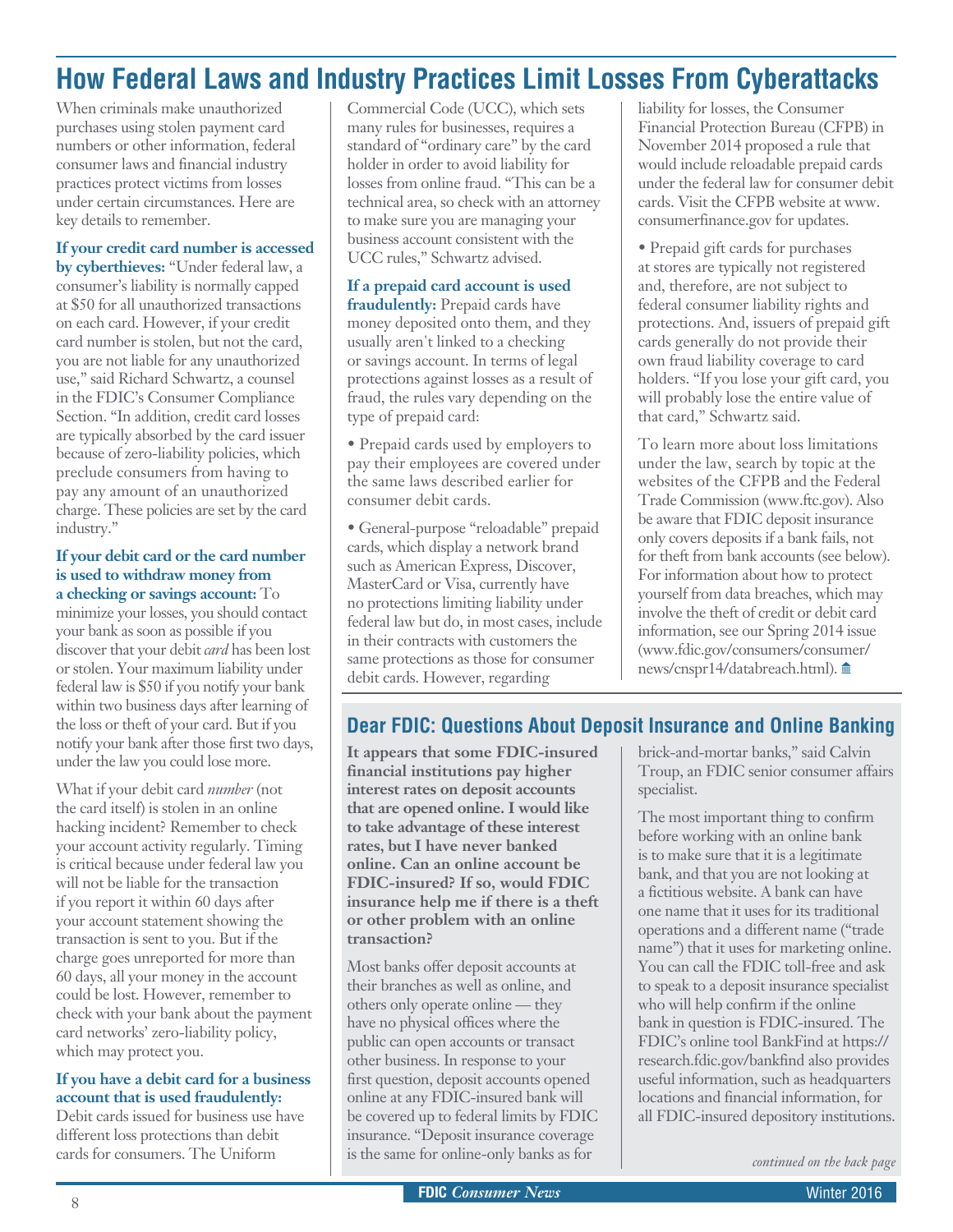## How Federal Laws and Industry Practices Limit Losses From Cyberattacks

When criminals make unauthorized purchases using stolen payment card numbers or other information, federal consumer laws and financial industry practices protect victims from losses under certain circumstances. Here are key details to remember.

**If your credit card number is accessed by cyberthieves:** "Under federal law, a consumer's liability is normally capped at $50 for all unauthorized transactions on each card. However, if your credit card number is stolen, but not the card, you are not liable for any unauthorized use," said Richard Schwartz, a counsel in the FDIC's Consumer Compliance Section. "In addition, credit card losses are typically absorbed by the card issuer because of zero-liability policies, which preclude consumers from having to pay any amount of an unauthorized charge. These policies are set by the card industry."

**If your debit card or the card number is used to withdraw money from a checking or savings account:** To minimize your losses, you should contact your bank as soon as possible if you discover that your debit *card* has been lost or stolen. Your maximum liability under federal law is $50 if you notify your bank within two business days after learning of the loss or theft of your card. But if you notify your bank after those first two days, under the law you could lose more.

What if your debit card *number* (not the card itself) is stolen in an online hacking incident? Remember to check your account activity regularly. Timing is critical because under federal law you will not be liable for the transaction if you report it within 60 days after your account statement showing the transaction is sent to you. But if the charge goes unreported for more than 60 days, all your money in the account could be lost. However, remember to check with your bank about the payment card networks' zero-liability policy, which may protect you.

**If you have a debit card for a business account that is used fraudulently:** Debit cards issued for business use have different loss protections than debit cards for consumers. The Uniform Commercial Code (UCC), which sets many rules for businesses, requires a standard of "ordinary care" by the card holder in order to avoid liability for losses from online fraud. "This can be a technical area, so check with an attorney to make sure you are managing your business account consistent with the UCC rules," Schwartz advised.

**If a prepaid card account is used fraudulently:** Prepaid cards have money deposited onto them, and they usually aren't linked to a checking or savings account. In terms of legal protections against losses as a result of fraud, the rules vary depending on the type of prepaid card:

- Prepaid cards used by employers to pay their employees are covered under the same laws described earlier for consumer debit cards.
- General-purpose "reloadable" prepaid cards, which display a network brand such as American Express, Discover, MasterCard or Visa, currently have no protections limiting liability under federal law but do, in most cases, include in their contracts with customers the same protections as those for consumer debit cards. However, regarding liability for losses, the Consumer Financial Protection Bureau (CFPB) in November 2014 proposed a rule that would include reloadable prepaid cards under the federal law for consumer debit cards. Visit the CFPB website at www.consumerfinance.gov for updates.
- Prepaid gift cards for purchases at stores are typically not registered and, therefore, are not subject to federal consumer liability rights and protections. And, issuers of prepaid gift cards generally do not provide their own fraud liability coverage to card holders. "If you lose your gift card, you will probably lose the entire value of that card," Schwartz said.

To learn more about loss limitations under the law, search by topic at the websites of the CFPB and the Federal Trade Commission (www.ftc.gov). Also be aware that FDIC deposit insurance only covers deposits if a bank fails, not for theft from bank accounts (see below). For information about how to protect yourself from data breaches, which may involve the theft of credit or debit card information, see our Spring 2014 issue (www.fdic.gov/consumers/consumer/news/cnspr14/databreach.html).

## Dear FDIC: Questions About Deposit Insurance and Online Banking

**It appears that some FDIC-insured financial institutions pay higher interest rates on deposit accounts that are opened online. I would like to take advantage of these interest rates, but I have never banked online. Can an online account be FDIC-insured? If so, would FDIC insurance help me if there is a theft or other problem with an online transaction?**

Most banks offer deposit accounts at their branches as well as online, and others only operate online — they have no physical offices where the public can open accounts or transact other business. In response to your first question, deposit accounts opened online at any FDIC-insured bank will be covered up to federal limits by FDIC insurance. "Deposit insurance coverage is the same for online-only banks as for brick-and-mortar banks," said Calvin Troup, an FDIC senior consumer affairs specialist.

The most important thing to confirm before working with an online bank is to make sure that it is a legitimate bank, and that you are not looking at a fictitious website. A bank can have one name that it uses for its traditional operations and a different name ("trade name") that it uses for marketing online. You can call the FDIC toll-free and ask to speak to a deposit insurance specialist who will help confirm if the online bank in question is FDIC-insured. The FDIC's online tool BankFind at https://research.fdic.gov/bankfind also provides useful information, such as headquarters locations and financial information, for all FDIC-insured depository institutions.

*continued on the back page*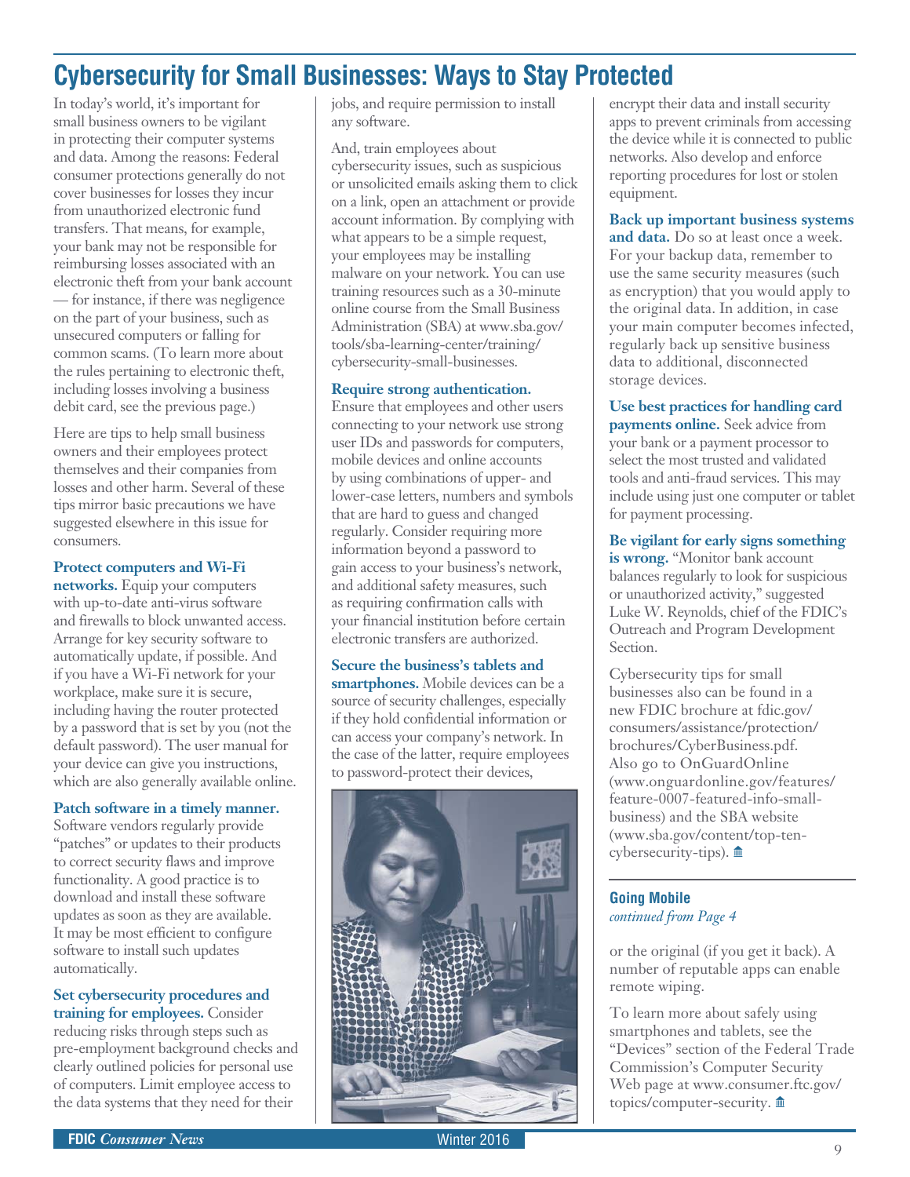# Cybersecurity for Small Businesses: Ways to Stay Protected

In today's world, it's important for small business owners to be vigilant in protecting their computer systems and data. Among the reasons: Federal consumer protections generally do not cover businesses for losses they incur from unauthorized electronic fund transfers. That means, for example, your bank may not be responsible for reimbursing losses associated with an electronic theft from your bank account — for instance, if there was negligence on the part of your business, such as unsecured computers or falling for common scams. (To learn more about the rules pertaining to electronic theft, including losses involving a business debit card, see the previous page.)

Here are tips to help small business owners and their employees protect themselves and their companies from losses and other harm. Several of these tips mirror basic precautions we have suggested elsewhere in this issue for consumers.

**Protect computers and Wi-Fi networks.** Equip your computers with up-to-date anti-virus software and firewalls to block unwanted access. Arrange for key security software to automatically update, if possible. And if you have a Wi-Fi network for your workplace, make sure it is secure, including having the router protected by a password that is set by you (not the default password). The user manual for your device can give you instructions, which are also generally available online.

**Patch software in a timely manner.** Software vendors regularly provide "patches" or updates to their products to correct security flaws and improve functionality. A good practice is to download and install these software updates as soon as they are available. It may be most efficient to configure software to install such updates automatically.

**Set cybersecurity procedures and training for employees.** Consider reducing risks through steps such as pre-employment background checks and clearly outlined policies for personal use of computers. Limit employee access to the data systems that they need for their jobs, and require permission to install any software.

And, train employees about cybersecurity issues, such as suspicious or unsolicited emails asking them to click on a link, open an attachment or provide account information. By complying with what appears to be a simple request, your employees may be installing malware on your network. You can use training resources such as a 30-minute online course from the Small Business Administration (SBA) at www.sba.gov/tools/sba-learning-center/training/cybersecurity-small-businesses.

**Require strong authentication.** Ensure that employees and other users connecting to your network use strong user IDs and passwords for computers, mobile devices and online accounts by using combinations of upper- and lower-case letters, numbers and symbols that are hard to guess and changed regularly. Consider requiring more information beyond a password to gain access to your business's network, and additional safety measures, such as requiring confirmation calls with your financial institution before certain electronic transfers are authorized.

**Secure the business's tablets and smartphones.** Mobile devices can be a source of security challenges, especially if they hold confidential information or can access your company's network. In the case of the latter, require employees to password-protect their devices, encrypt their data and install security apps to prevent criminals from accessing the device while it is connected to public networks. Also develop and enforce reporting procedures for lost or stolen equipment.

**Back up important business systems and data.** Do so at least once a week. For your backup data, remember to use the same security measures (such as encryption) that you would apply to the original data. In addition, in case your main computer becomes infected, regularly back up sensitive business data to additional, disconnected storage devices.

**Use best practices for handling card payments online.** Seek advice from your bank or a payment processor to select the most trusted and validated tools and anti-fraud services. This may include using just one computer or tablet for payment processing.

**Be vigilant for early signs something is wrong.** "Monitor bank account balances regularly to look for suspicious or unauthorized activity," suggested Luke W. Reynolds, chief of the FDIC's Outreach and Program Development Section.

Cybersecurity tips for small businesses also can be found in a new FDIC brochure at fdic.gov/consumers/assistance/protection/brochures/CyberBusiness.pdf. Also go to OnGuardOnline (www.onguardonline.gov/features/feature-0007-featured-info-small-business) and the SBA website (www.sba.gov/content/top-ten-cybersecurity-tips).

## Going Mobile

*continued from Page 4*

or the original (if you get it back). A number of reputable apps can enable remote wiping.

To learn more about safely using smartphones and tablets, see the "Devices" section of the Federal Trade Commission's Computer Security Web page at www.consumer.ftc.gov/topics/computer-security.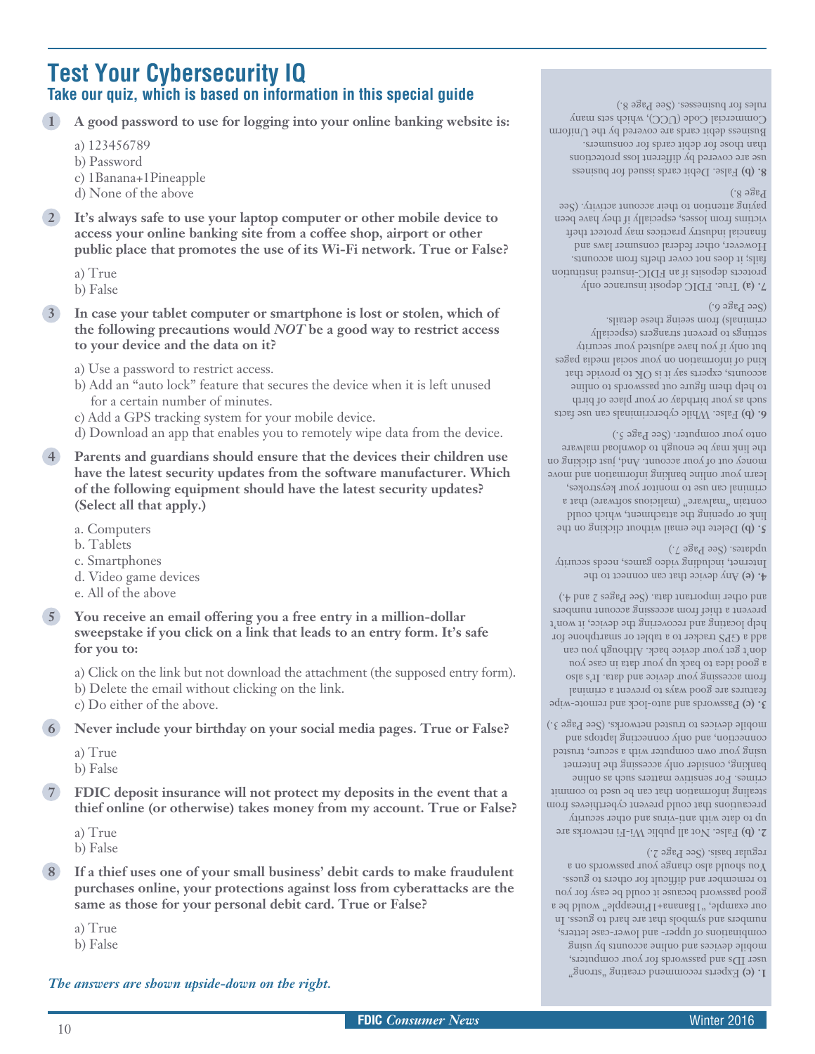# Test Your Cybersecurity IQ

## Take our quiz, which is based on information in this special guide

**1 A good password to use for logging into your online banking website is:**

a) 123456789
b) Password
c) 1Banana+1Pineapple
d) None of the above

**2 It's always safe to use your laptop computer or other mobile device to access your online banking site from a coffee shop, airport or other public place that promotes the use of its Wi-Fi network. True or False?**

a) True
b) False

**3 In case your tablet computer or smartphone is lost or stolen, which of the following precautions would *NOT* be a good way to restrict access to your device and the data on it?**

a) Use a password to restrict access.
b) Add an "auto lock" feature that secures the device when it is left unused for a certain number of minutes.
c) Add a GPS tracking system for your mobile device.
d) Download an app that enables you to remotely wipe data from the device.

**4 Parents and guardians should ensure that the devices their children use have the latest security updates from the software manufacturer. Which of the following equipment should have the latest security updates? (Select all that apply.)**

a. Computers
b. Tablets
c. Smartphones
d. Video game devices
e. All of the above

**5 You receive an email offering you a free entry in a million-dollar sweepstake if you click on a link that leads to an entry form. It's safe for you to:**

a) Click on the link but not download the attachment (the supposed entry form).
b) Delete the email without clicking on the link.
c) Do either of the above.

**6 Never include your birthday on your social media pages. True or False?**

a) True
b) False

**7 FDIC deposit insurance will not protect my deposits in the event that a thief online (or otherwise) takes money from my account. True or False?**

a) True
b) False

**8 If a thief uses one of your small business' debit cards to make fraudulent purchases online, your protections against loss from cyberattacks are the same as those for your personal debit card. True or False?**

a) True
b) False

*The answers are shown upside-down on the right.*

---

**1. (c)** Experts recommend creating "strong" user IDs and passwords for your computers, mobile devices and online accounts by using combinations of upper- and lower-case letters, numbers and symbols that are hard to guess. In our example, "1Banana+1Pineapple" would be a good password because it could be easy for you to remember and difficult for others to guess. You should also change your passwords on a regular basis. (See Page 2.)

**2. (b)** False. Not all public Wi-Fi networks are up to date with anti-virus and other security precautions that could prevent cyberthieves from stealing information that can be used to commit crimes. For sensitive matters such as online banking, consider only accessing the Internet using your own computer with a secure, trusted connection, and only connecting laptops and mobile devices to trusted networks. (See Page 3.)

**3. (c)** Passwords and auto-lock and remote-wipe features are good ways to prevent a criminal from accessing your device and data. It's also a good idea to back up your data in case you don't get your device back. Although you can add a GPS tracker to a tablet or smartphone for help locating and recovering the device, it won't prevent a thief from accessing account numbers and other important data. (See Pages 2 and 4.)

**4. (e)** Any device that can connect to the Internet, including video games, needs security updates. (See Page 7.)

**5. (b)** Delete the email without clicking on the link or opening the attachment, which could contain "malware" (malicious software) that a criminal can use to monitor your keystrokes, learn your online banking information and move money out of your account. And, just clicking on the link may be enough to download malware onto your computer. (See Page 5.)

**6. (b)** False. While cybercriminals can use facts such as your birthday or your place of birth to help them figure out passwords to online accounts, experts say it is OK to provide that kind of information on your social media pages but only if you have adjusted your security settings to prevent strangers (especially criminals) from seeing these details. (See Page 6.)

**7. (a)** True. FDIC deposit insurance only protects deposits if an FDIC-insured institution fails; it does not cover thefts from accounts. However, other federal consumer laws and financial industry practices may protect theft victims from losses, especially if they have been paying attention to their account activity. (See Page 8.)

**8. (b)** False. Debit cards issued for business use are covered by different loss protections than those for debit cards for consumers. Business debit cards are covered by the Uniform Commercial Code (UCC), which sets many rules for businesses. (See Page 8.)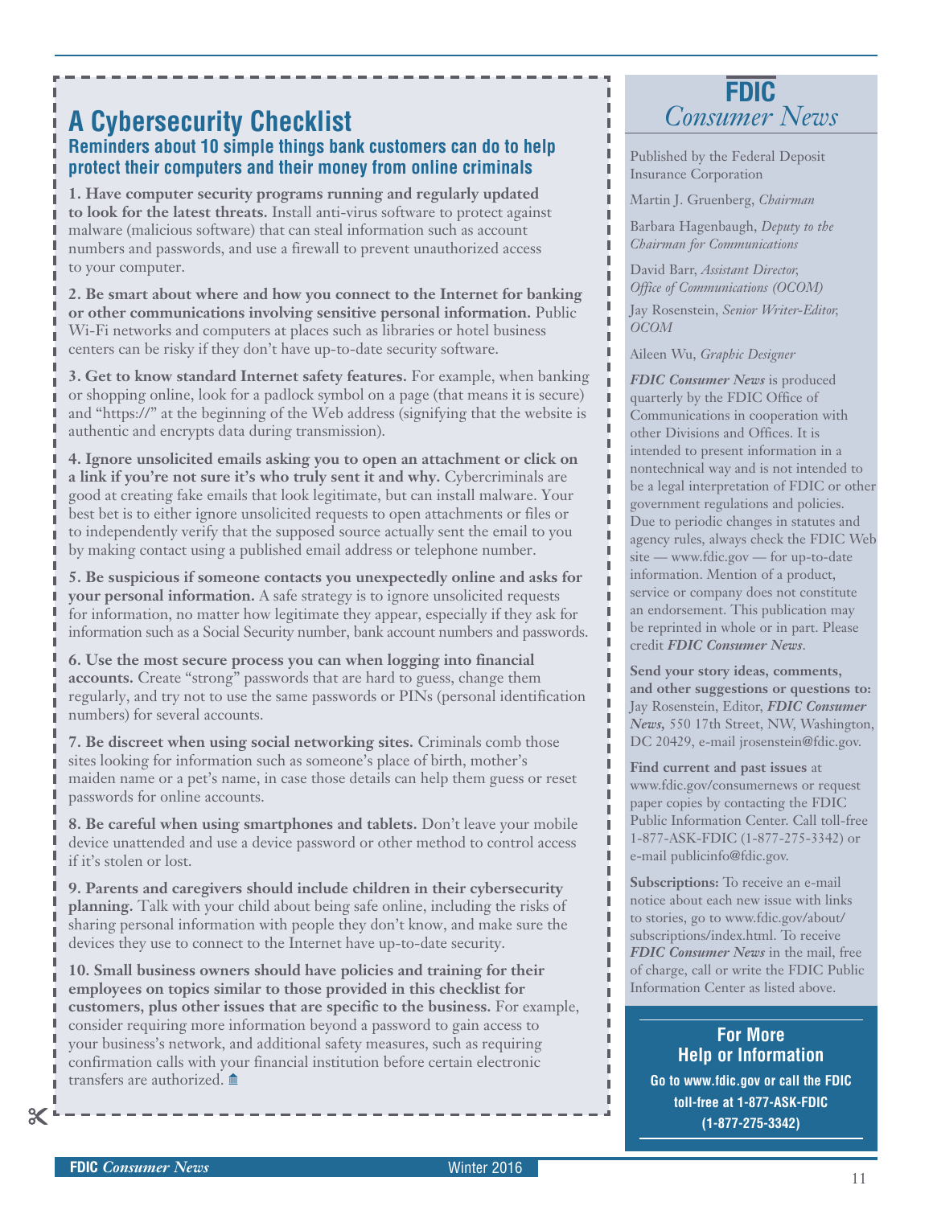## A Cybersecurity Checklist

### Reminders about 10 simple things bank customers can do to help protect their computers and their money from online criminals

**1. Have computer security programs running and regularly updated to look for the latest threats.** Install anti-virus software to protect against malware (malicious software) that can steal information such as account numbers and passwords, and use a firewall to prevent unauthorized access to your computer.

**2. Be smart about where and how you connect to the Internet for banking or other communications involving sensitive personal information.** Public Wi-Fi networks and computers at places such as libraries or hotel business centers can be risky if they don't have up-to-date security software.

**3. Get to know standard Internet safety features.** For example, when banking or shopping online, look for a padlock symbol on a page (that means it is secure) and "https://" at the beginning of the Web address (signifying that the website is authentic and encrypts data during transmission).

**4. Ignore unsolicited emails asking you to open an attachment or click on a link if you're not sure it's who truly sent it and why.** Cybercriminals are good at creating fake emails that look legitimate, but can install malware. Your best bet is to either ignore unsolicited requests to open attachments or files or to independently verify that the supposed source actually sent the email to you by making contact using a published email address or telephone number.

**5. Be suspicious if someone contacts you unexpectedly online and asks for your personal information.** A safe strategy is to ignore unsolicited requests for information, no matter how legitimate they appear, especially if they ask for information such as a Social Security number, bank account numbers and passwords.

**6. Use the most secure process you can when logging into financial accounts.** Create "strong" passwords that are hard to guess, change them regularly, and try not to use the same passwords or PINs (personal identification numbers) for several accounts.

**7. Be discreet when using social networking sites.** Criminals comb those sites looking for information such as someone's place of birth, mother's maiden name or a pet's name, in case those details can help them guess or reset passwords for online accounts.

**8. Be careful when using smartphones and tablets.** Don't leave your mobile device unattended and use a device password or other method to control access if it's stolen or lost.

**9. Parents and caregivers should include children in their cybersecurity planning.** Talk with your child about being safe online, including the risks of sharing personal information with people they don't know, and make sure the devices they use to connect to the Internet have up-to-date security.

**10. Small business owners should have policies and training for their employees on topics similar to those provided in this checklist for customers, plus other issues that are specific to the business.** For example, consider requiring more information beyond a password to gain access to your business's network, and additional safety measures, such as requiring confirmation calls with your financial institution before certain electronic transfers are authorized.

---

**FDIC**
*Consumer News*

Published by the Federal Deposit Insurance Corporation

Martin J. Gruenberg, *Chairman*

Barbara Hagenbaugh, *Deputy to the Chairman for Communications*

David Barr, *Assistant Director, Office of Communications (OCOM)*

Jay Rosenstein, *Senior Writer-Editor, OCOM*

Aileen Wu, *Graphic Designer*

***FDIC Consumer News*** is produced quarterly by the FDIC Office of Communications in cooperation with other Divisions and Offices. It is intended to present information in a nontechnical way and is not intended to be a legal interpretation of FDIC or other government regulations and policies. Due to periodic changes in statutes and agency rules, always check the FDIC Web site — www.fdic.gov — for up-to-date information. Mention of a product, service or company does not constitute an endorsement. This publication may be reprinted in whole or in part. Please credit ***FDIC Consumer News***.

**Send your story ideas, comments, and other suggestions or questions to:** Jay Rosenstein, Editor, ***FDIC Consumer News***, 550 17th Street, NW, Washington, DC 20429, e-mail jrosenstein@fdic.gov.

**Find current and past issues** at www.fdic.gov/consumernews or request paper copies by contacting the FDIC Public Information Center. Call toll-free 1-877-ASK-FDIC (1-877-275-3342) or e-mail publicinfo@fdic.gov.

**Subscriptions:** To receive an e-mail notice about each new issue with links to stories, go to www.fdic.gov/about/subscriptions/index.html. To receive ***FDIC Consumer News*** in the mail, free of charge, call or write the FDIC Public Information Center as listed above.

**For More Help or Information**

**Go to www.fdic.gov or call the FDIC toll-free at 1-877-ASK-FDIC (1-877-275-3342)**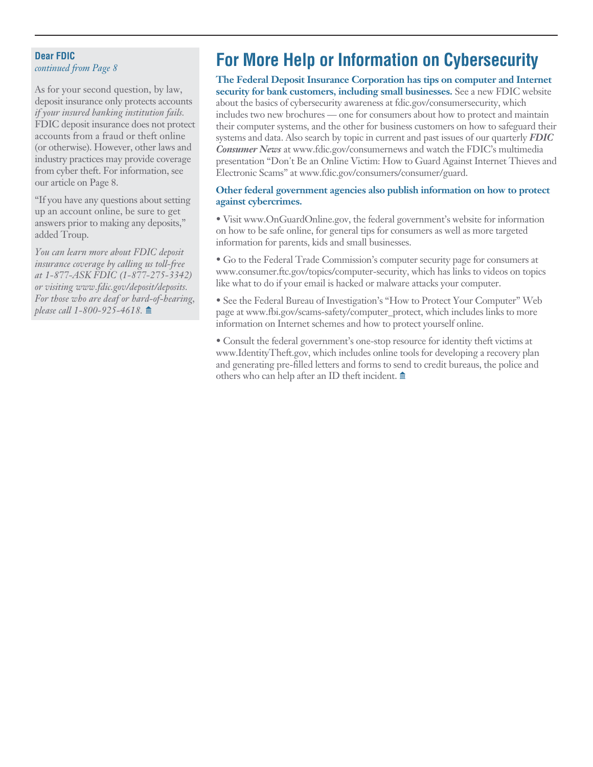**Dear FDIC**
*continued from Page 8*

As for your second question, by law, deposit insurance only protects accounts *if your insured banking institution fails.* FDIC deposit insurance does not protect accounts from a fraud or theft online (or otherwise). However, other laws and industry practices may provide coverage from cyber theft. For information, see our article on Page 8.

"If you have any questions about setting up an account online, be sure to get answers prior to making any deposits," added Troup.

*You can learn more about FDIC deposit insurance coverage by calling us toll-free at 1-877-ASK FDIC (1-877-275-3342) or visiting www.fdic.gov/deposit/deposits. For those who are deaf or hard-of-hearing, please call 1-800-925-4618.*

# For More Help or Information on Cybersecurity

**The Federal Deposit Insurance Corporation has tips on computer and Internet security for bank customers, including small businesses.** See a new FDIC website about the basics of cybersecurity awareness at fdic.gov/consumersecurity, which includes two new brochures — one for consumers about how to protect and maintain their computer systems, and the other for business customers on how to safeguard their systems and data. Also search by topic in current and past issues of our quarterly ***FDIC Consumer News*** at www.fdic.gov/consumernews and watch the FDIC's multimedia presentation "Don't Be an Online Victim: How to Guard Against Internet Thieves and Electronic Scams" at www.fdic.gov/consumers/consumer/guard.

**Other federal government agencies also publish information on how to protect against cybercrimes.**

- Visit www.OnGuardOnline.gov, the federal government's website for information on how to be safe online, for general tips for consumers as well as more targeted information for parents, kids and small businesses.
- Go to the Federal Trade Commission's computer security page for consumers at www.consumer.ftc.gov/topics/computer-security, which has links to videos on topics like what to do if your email is hacked or malware attacks your computer.
- See the Federal Bureau of Investigation's "How to Protect Your Computer" Web page at www.fbi.gov/scams-safety/computer_protect, which includes links to more information on Internet schemes and how to protect yourself online.
- Consult the federal government's one-stop resource for identity theft victims at www.IdentityTheft.gov, which includes online tools for developing a recovery plan and generating pre-filled letters and forms to send to credit bureaus, the police and others who can help after an ID theft incident.